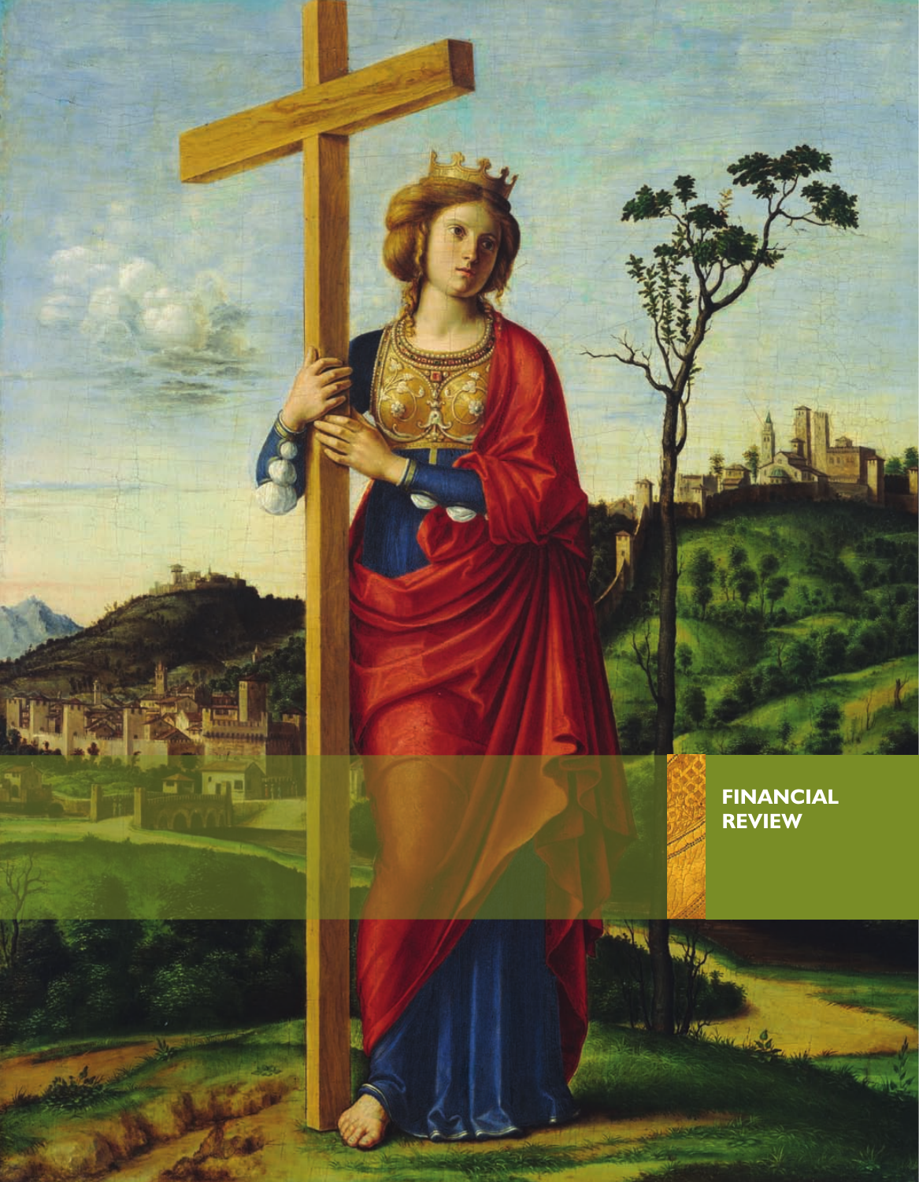# FINANCIAL REVIEW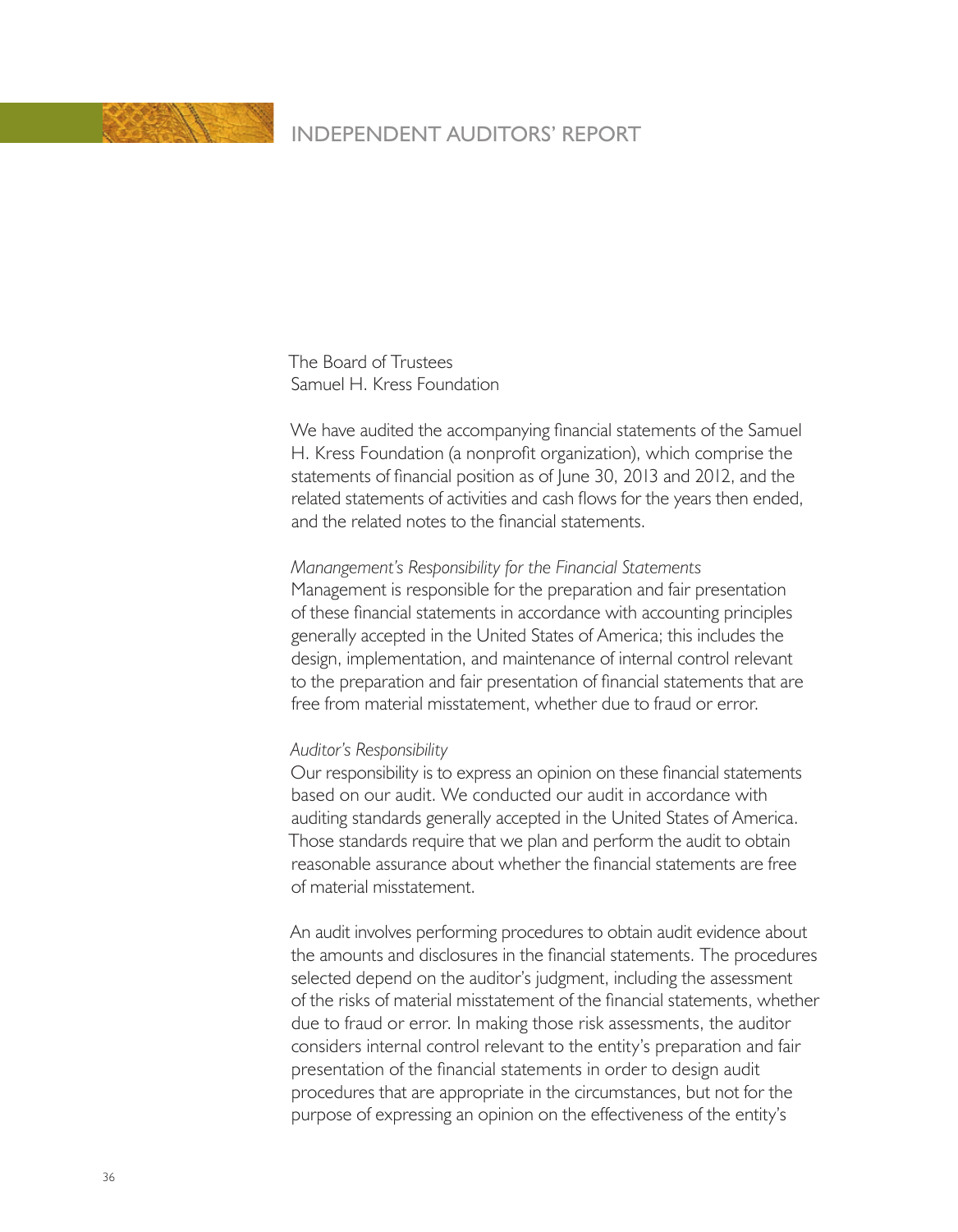# INDEPENDENT AUDITORS' REPORT

The Board of Trustees
Samuel H. Kress Foundation

We have audited the accompanying financial statements of the Samuel H. Kress Foundation (a nonprofit organization), which comprise the statements of financial position as of June 30, 2013 and 2012, and the related statements of activities and cash flows for the years then ended, and the related notes to the financial statements.

*Manangement's Responsibility for the Financial Statements*
Management is responsible for the preparation and fair presentation of these financial statements in accordance with accounting principles generally accepted in the United States of America; this includes the design, implementation, and maintenance of internal control relevant to the preparation and fair presentation of financial statements that are free from material misstatement, whether due to fraud or error.

*Auditor's Responsibility*
Our responsibility is to express an opinion on these financial statements based on our audit. We conducted our audit in accordance with auditing standards generally accepted in the United States of America. Those standards require that we plan and perform the audit to obtain reasonable assurance about whether the financial statements are free of material misstatement.

An audit involves performing procedures to obtain audit evidence about the amounts and disclosures in the financial statements. The procedures selected depend on the auditor's judgment, including the assessment of the risks of material misstatement of the financial statements, whether due to fraud or error. In making those risk assessments, the auditor considers internal control relevant to the entity's preparation and fair presentation of the financial statements in order to design audit procedures that are appropriate in the circumstances, but not for the purpose of expressing an opinion on the effectiveness of the entity's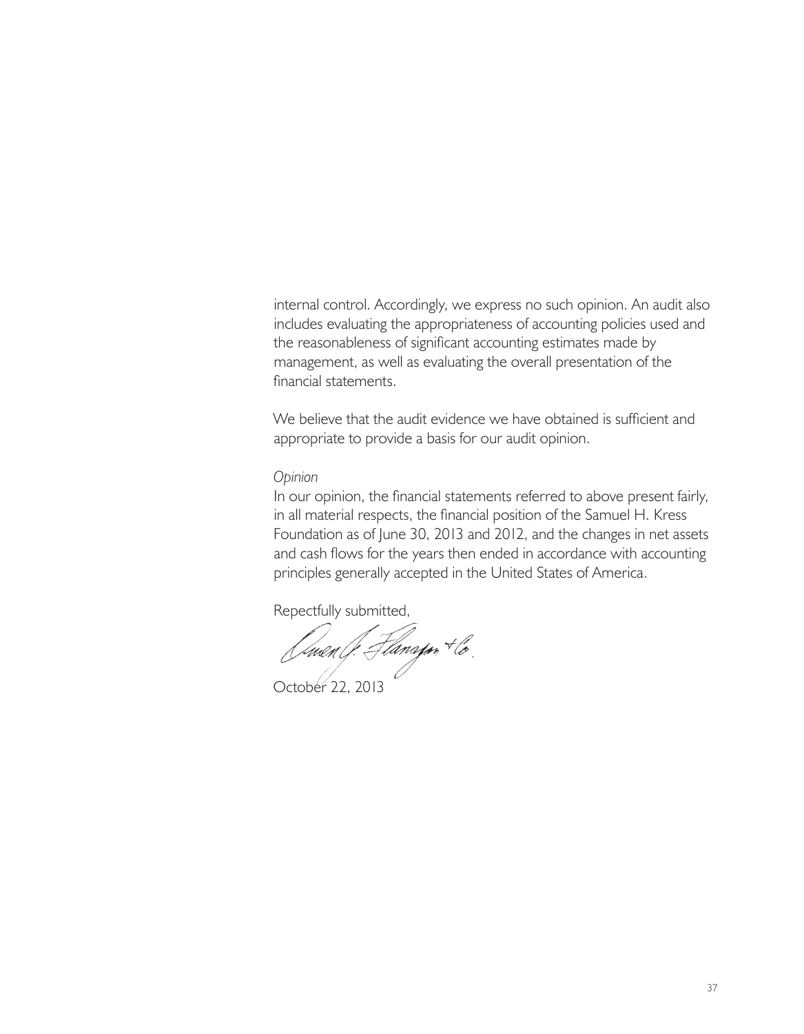internal control. Accordingly, we express no such opinion. An audit also includes evaluating the appropriateness of accounting policies used and the reasonableness of significant accounting estimates made by management, as well as evaluating the overall presentation of the financial statements.

We believe that the audit evidence we have obtained is sufficient and appropriate to provide a basis for our audit opinion.

*Opinion*

In our opinion, the financial statements referred to above present fairly, in all material respects, the financial position of the Samuel H. Kress Foundation as of June 30, 2013 and 2012, and the changes in net assets and cash flows for the years then ended in accordance with accounting principles generally accepted in the United States of America.

Repectfully submitted,

Owen J. Flanagan + Co.

October 22, 2013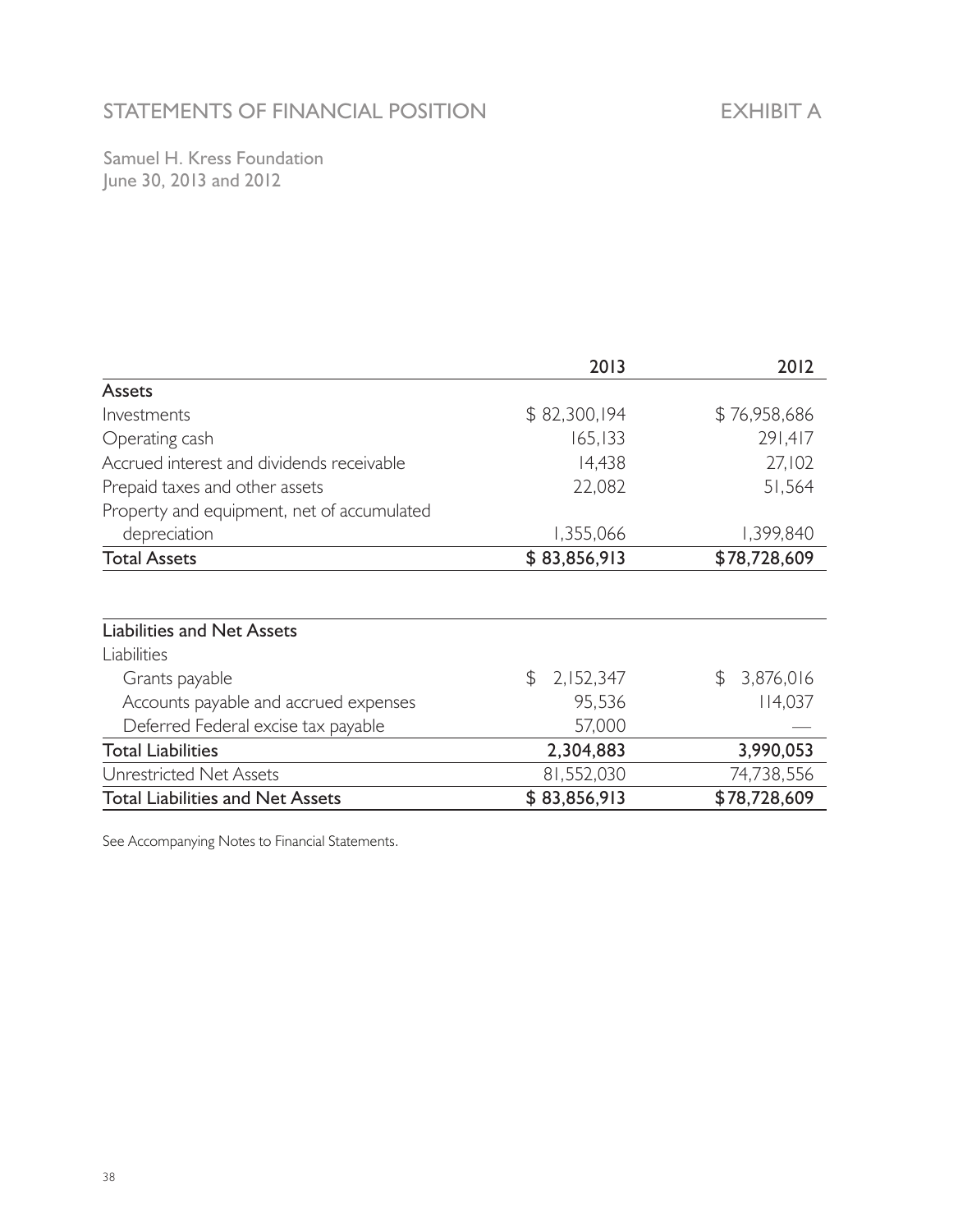# STATEMENTS OF FINANCIAL POSITION

EXHIBIT A

Samuel H. Kress Foundation
June 30, 2013 and 2012

| | 2013 | 2012 |
|---|---|---|
| **Assets** | | |
| Investments | $ 82,300,194 | $ 76,958,686 |
| Operating cash | 165,133 | 291,417 |
| Accrued interest and dividends receivable | 14,438 | 27,102 |
| Prepaid taxes and other assets | 22,082 | 51,564 |
| Property and equipment, net of accumulated depreciation | 1,355,066 | 1,399,840 |
| **Total Assets** | **$ 83,856,913** | **$78,728,609** |

| | 2013 | 2012 |
|---|---|---|
| **Liabilities and Net Assets** | | |
| Liabilities | | |
| Grants payable | $ 2,152,347 | $ 3,876,016 |
| Accounts payable and accrued expenses | 95,536 | 114,037 |
| Deferred Federal excise tax payable | 57,000 | — |
| **Total Liabilities** | **2,304,883** | **3,990,053** |
| Unrestricted Net Assets | 81,552,030 | 74,738,556 |
| **Total Liabilities and Net Assets** | **$ 83,856,913** | **$78,728,609** |

See Accompanying Notes to Financial Statements.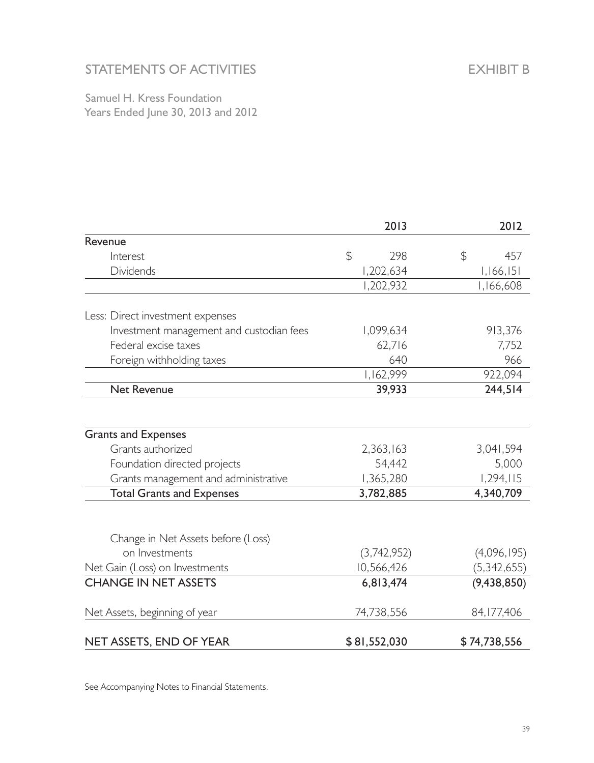# STATEMENTS OF ACTIVITIES

EXHIBIT B

Samuel H. Kress Foundation
Years Ended June 30, 2013 and 2012

| | 2013 | 2012 |
|---|---|---|
| **Revenue** | | |
| Interest | $ 298 | $ 457 |
| Dividends | 1,202,634 | 1,166,151 |
| | 1,202,932 | 1,166,608 |
| Less: Direct investment expenses | | |
| Investment management and custodian fees | 1,099,634 | 913,376 |
| Federal excise taxes | 62,716 | 7,752 |
| Foreign withholding taxes | 640 | 966 |
| | 1,162,999 | 922,094 |
| **Net Revenue** | **39,933** | **244,514** |
| **Grants and Expenses** | | |
| Grants authorized | 2,363,163 | 3,041,594 |
| Foundation directed projects | 54,442 | 5,000 |
| Grants management and administrative | 1,365,280 | 1,294,115 |
| **Total Grants and Expenses** | **3,782,885** | **4,340,709** |
| Change in Net Assets before (Loss) on Investments | (3,742,952) | (4,096,195) |
| Net Gain (Loss) on Investments | 10,566,426 | (5,342,655) |
| **CHANGE IN NET ASSETS** | **6,813,474** | **(9,438,850)** |
| Net Assets, beginning of year | 74,738,556 | 84,177,406 |
| NET ASSETS, END OF YEAR | $ 81,552,030 | $ 74,738,556 |

See Accompanying Notes to Financial Statements.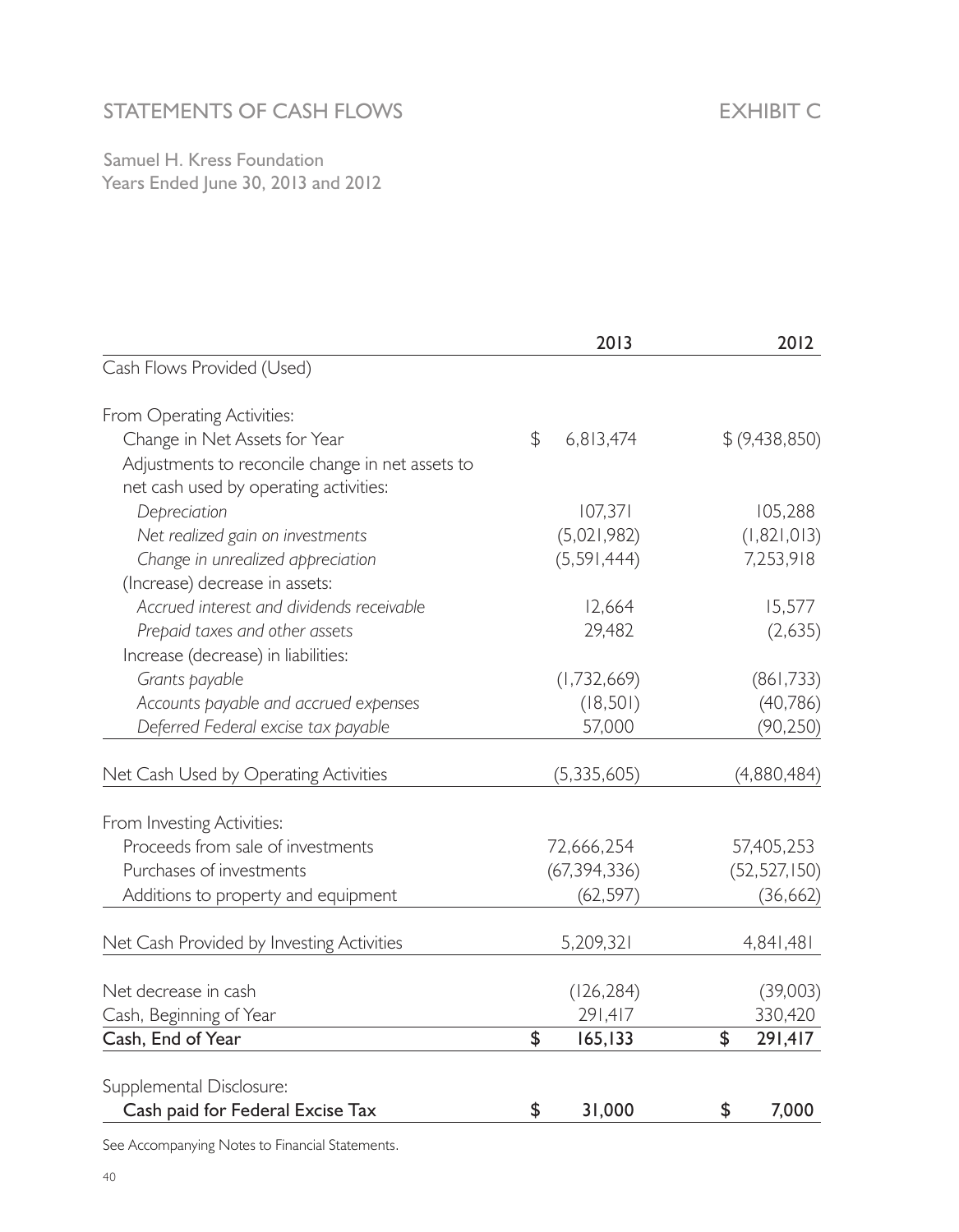# STATEMENTS OF CASH FLOWS

EXHIBIT C

Samuel H. Kress Foundation
Years Ended June 30, 2013 and 2012

| | 2013 | 2012 |
|---|---|---|
| Cash Flows Provided (Used) | | |
| | | |
| From Operating Activities: | | |
| Change in Net Assets for Year | $ 6,813,474 | $ (9,438,850) |
| Adjustments to reconcile change in net assets to net cash used by operating activities: | | |
| *Depreciation* | 107,371 | 105,288 |
| *Net realized gain on investments* | (5,021,982) | (1,821,013) |
| *Change in unrealized appreciation* | (5,591,444) | 7,253,918 |
| (Increase) decrease in assets: | | |
| *Accrued interest and dividends receivable* | 12,664 | 15,577 |
| *Prepaid taxes and other assets* | 29,482 | (2,635) |
| Increase (decrease) in liabilities: | | |
| *Grants payable* | (1,732,669) | (861,733) |
| *Accounts payable and accrued expenses* | (18,501) | (40,786) |
| *Deferred Federal excise tax payable* | 57,000 | (90,250) |
| | | |
| Net Cash Used by Operating Activities | (5,335,605) | (4,880,484) |
| | | |
| From Investing Activities: | | |
| Proceeds from sale of investments | 72,666,254 | 57,405,253 |
| Purchases of investments | (67,394,336) | (52,527,150) |
| Additions to property and equipment | (62,597) | (36,662) |
| | | |
| Net Cash Provided by Investing Activities | 5,209,321 | 4,841,481 |
| | | |
| Net decrease in cash | (126,284) | (39,003) |
| Cash, Beginning of Year | 291,417 | 330,420 |
| **Cash, End of Year** | **$ 165,133** | **$ 291,417** |
| | | |
| Supplemental Disclosure: | | |
| **Cash paid for Federal Excise Tax** | **$ 31,000** | **$ 7,000** |

See Accompanying Notes to Financial Statements.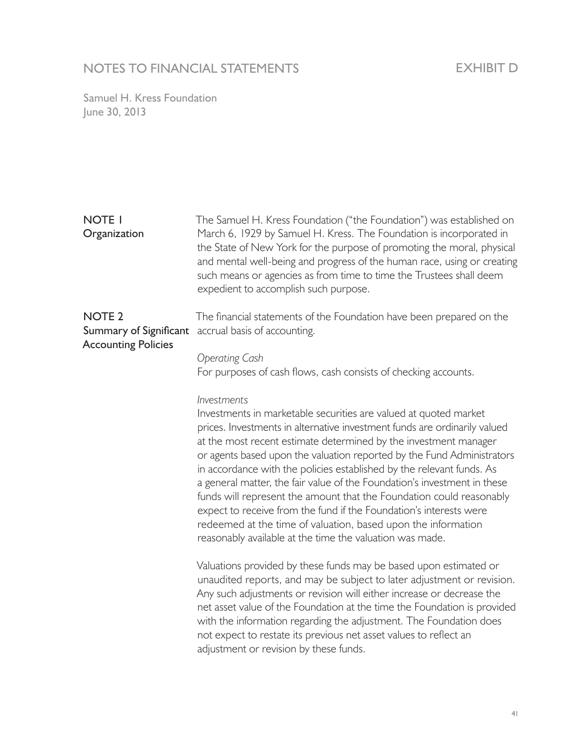# NOTES TO FINANCIAL STATEMENTS

EXHIBIT D

Samuel H. Kress Foundation
June 30, 2013

## NOTE 1
## Organization

The Samuel H. Kress Foundation ("the Foundation") was established on March 6, 1929 by Samuel H. Kress. The Foundation is incorporated in the State of New York for the purpose of promoting the moral, physical and mental well-being and progress of the human race, using or creating such means or agencies as from time to time the Trustees shall deem expedient to accomplish such purpose.

## NOTE 2
## Summary of Significant Accounting Policies

The financial statements of the Foundation have been prepared on the accrual basis of accounting.

*Operating Cash*

For purposes of cash flows, cash consists of checking accounts.

*Investments*

Investments in marketable securities are valued at quoted market prices. Investments in alternative investment funds are ordinarily valued at the most recent estimate determined by the investment manager or agents based upon the valuation reported by the Fund Administrators in accordance with the policies established by the relevant funds. As a general matter, the fair value of the Foundation's investment in these funds will represent the amount that the Foundation could reasonably expect to receive from the fund if the Foundation's interests were redeemed at the time of valuation, based upon the information reasonably available at the time the valuation was made.

Valuations provided by these funds may be based upon estimated or unaudited reports, and may be subject to later adjustment or revision. Any such adjustments or revision will either increase or decrease the net asset value of the Foundation at the time the Foundation is provided with the information regarding the adjustment. The Foundation does not expect to restate its previous net asset values to reflect an adjustment or revision by these funds.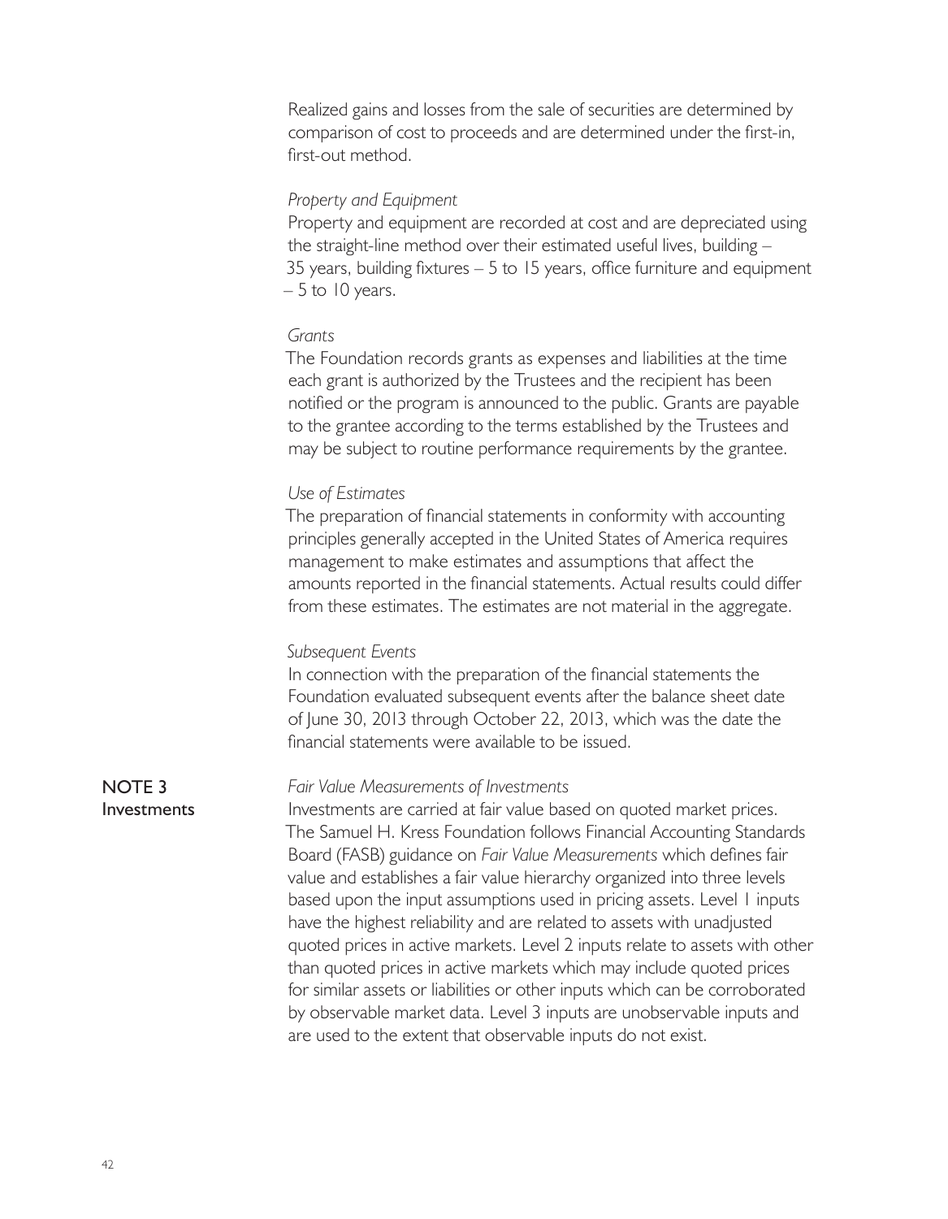Realized gains and losses from the sale of securities are determined by comparison of cost to proceeds and are determined under the first-in, first-out method.

*Property and Equipment*

Property and equipment are recorded at cost and are depreciated using the straight-line method over their estimated useful lives, building – 35 years, building fixtures – 5 to 15 years, office furniture and equipment – 5 to 10 years.

*Grants*

The Foundation records grants as expenses and liabilities at the time each grant is authorized by the Trustees and the recipient has been notified or the program is announced to the public. Grants are payable to the grantee according to the terms established by the Trustees and may be subject to routine performance requirements by the grantee.

*Use of Estimates*

The preparation of financial statements in conformity with accounting principles generally accepted in the United States of America requires management to make estimates and assumptions that affect the amounts reported in the financial statements. Actual results could differ from these estimates. The estimates are not material in the aggregate.

*Subsequent Events*

In connection with the preparation of the financial statements the Foundation evaluated subsequent events after the balance sheet date of June 30, 2013 through October 22, 2013, which was the date the financial statements were available to be issued.

## NOTE 3 Investments

*Fair Value Measurements of Investments*

Investments are carried at fair value based on quoted market prices. The Samuel H. Kress Foundation follows Financial Accounting Standards Board (FASB) guidance on *Fair Value Measurements* which defines fair value and establishes a fair value hierarchy organized into three levels based upon the input assumptions used in pricing assets. Level 1 inputs have the highest reliability and are related to assets with unadjusted quoted prices in active markets. Level 2 inputs relate to assets with other than quoted prices in active markets which may include quoted prices for similar assets or liabilities or other inputs which can be corroborated by observable market data. Level 3 inputs are unobservable inputs and are used to the extent that observable inputs do not exist.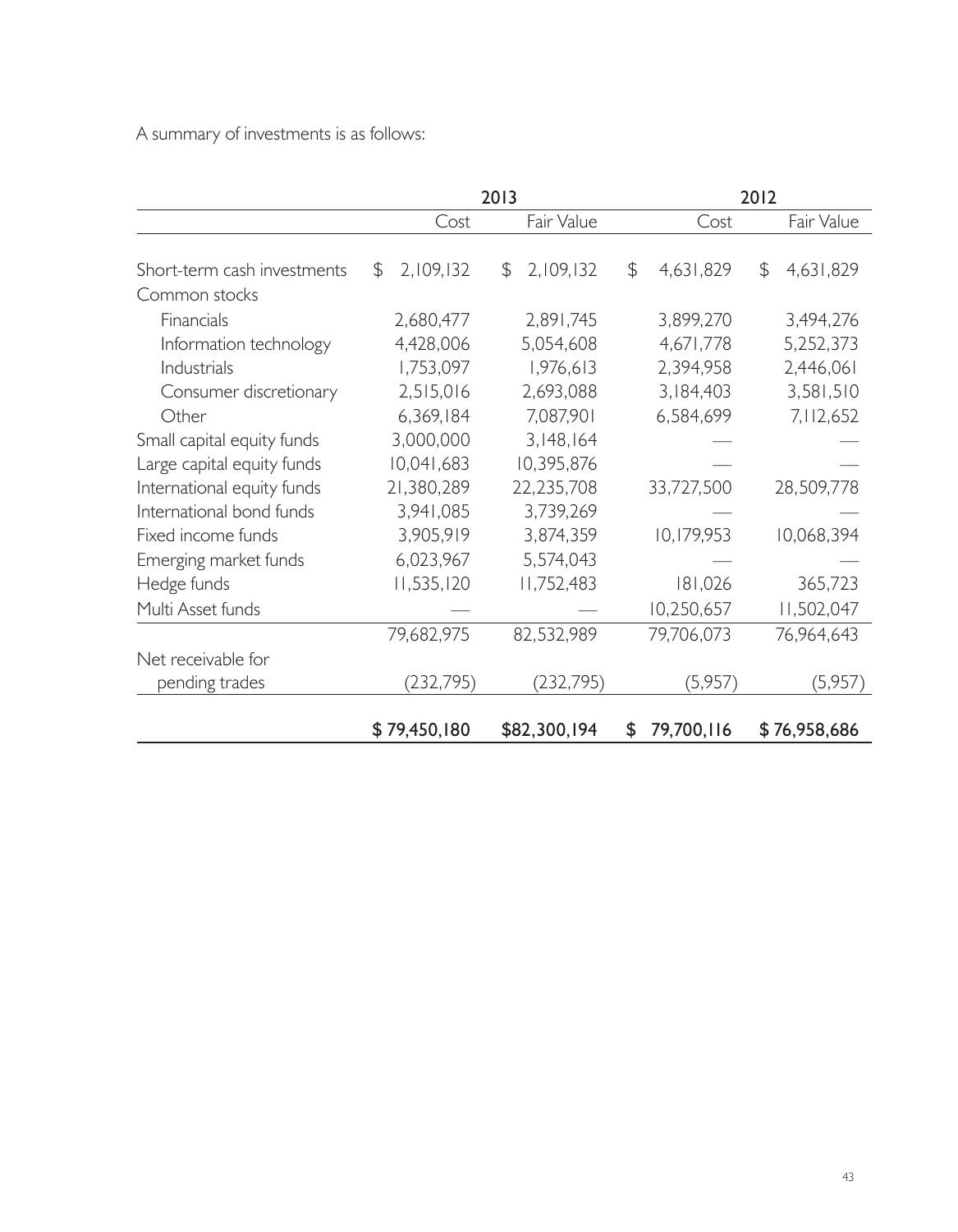A summary of investments is as follows:

| | 2013 | | 2012 | |
|---|---|---|---|---|
| | Cost | Fair Value | Cost | Fair Value |
| Short-term cash investments | $ 2,109,132 | $ 2,109,132 | $ 4,631,829 | $ 4,631,829 |
| Common stocks | | | | |
| Financials | 2,680,477 | 2,891,745 | 3,899,270 | 3,494,276 |
| Information technology | 4,428,006 | 5,054,608 | 4,671,778 | 5,252,373 |
| Industrials | 1,753,097 | 1,976,613 | 2,394,958 | 2,446,061 |
| Consumer discretionary | 2,515,016 | 2,693,088 | 3,184,403 | 3,581,510 |
| Other | 6,369,184 | 7,087,901 | 6,584,699 | 7,112,652 |
| Small capital equity funds | 3,000,000 | 3,148,164 | — | — |
| Large capital equity funds | 10,041,683 | 10,395,876 | — | — |
| International equity funds | 21,380,289 | 22,235,708 | 33,727,500 | 28,509,778 |
| International bond funds | 3,941,085 | 3,739,269 | — | — |
| Fixed income funds | 3,905,919 | 3,874,359 | 10,179,953 | 10,068,394 |
| Emerging market funds | 6,023,967 | 5,574,043 | — | — |
| Hedge funds | 11,535,120 | 11,752,483 | 181,026 | 365,723 |
| Multi Asset funds | — | — | 10,250,657 | 11,502,047 |
| | 79,682,975 | 82,532,989 | 79,706,073 | 76,964,643 |
| Net receivable for pending trades | (232,795) | (232,795) | (5,957) | (5,957) |
| | $ 79,450,180 | $82,300,194 | $ 79,700,116 | $ 76,958,686 |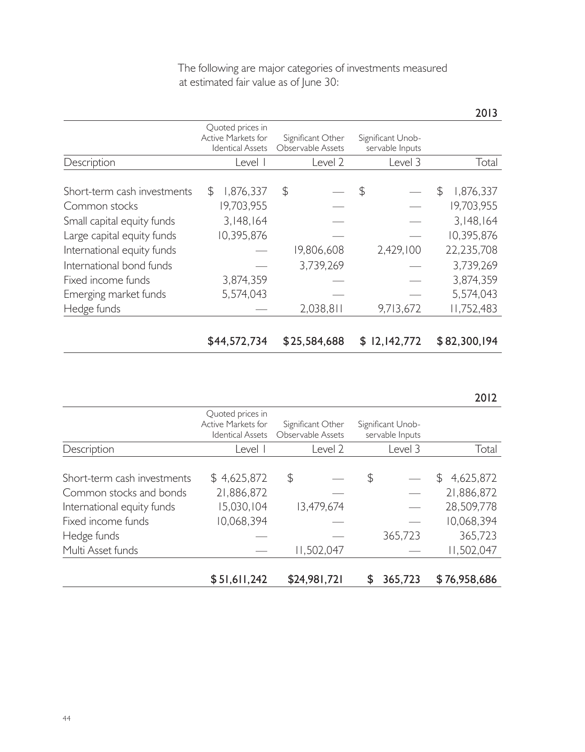The following are major categories of investments measured at estimated fair value as of June 30:

**2013**

| | Quoted prices in Active Markets for Identical Assets | Significant Other Observable Assets | Significant Unobservable Inputs | |
|---|---|---|---|---|
| Description | Level 1 | Level 2 | Level 3 | Total |
| Short-term cash investments | $ 1,876,337 | $ — | $ — | $ 1,876,337 |
| Common stocks | 19,703,955 | — | — | 19,703,955 |
| Small capital equity funds | 3,148,164 | — | — | 3,148,164 |
| Large capital equity funds | 10,395,876 | — | — | 10,395,876 |
| International equity funds | — | 19,806,608 | 2,429,100 | 22,235,708 |
| International bond funds | — | 3,739,269 | — | 3,739,269 |
| Fixed income funds | 3,874,359 | — | — | 3,874,359 |
| Emerging market funds | 5,574,043 | — | — | 5,574,043 |
| Hedge funds | — | 2,038,811 | 9,713,672 | 11,752,483 |
| | **$44,572,734** | **$25,584,688** | **$ 12,142,772** | **$82,300,194** |

**2012**

| | Quoted prices in Active Markets for Identical Assets | Significant Other Observable Assets | Significant Unobservable Inputs | |
|---|---|---|---|---|
| Description | Level 1 | Level 2 | Level 3 | Total |
| Short-term cash investments | $ 4,625,872 | $ — | $ — | $ 4,625,872 |
| Common stocks and bonds | 21,886,872 | — | — | 21,886,872 |
| International equity funds | 15,030,104 | 13,479,674 | — | 28,509,778 |
| Fixed income funds | 10,068,394 | — | — | 10,068,394 |
| Hedge funds | — | — | 365,723 | 365,723 |
| Multi Asset funds | — | 11,502,047 | — | 11,502,047 |
| | **$ 51,611,242** | **$24,981,721** | **$ 365,723** | **$ 76,958,686** |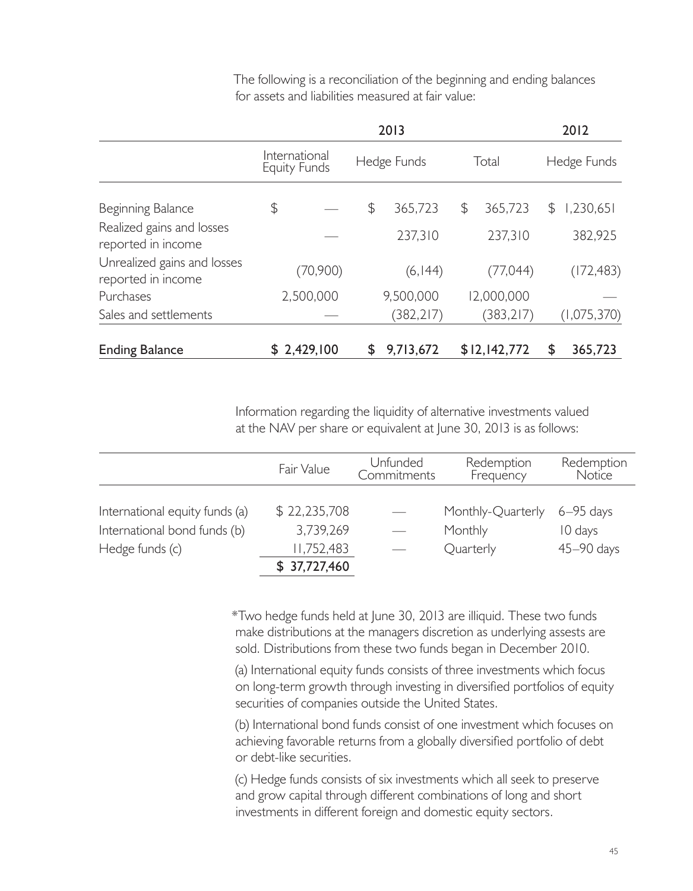The following is a reconciliation of the beginning and ending balances for assets and liabilities measured at fair value:

| | 2013 | | | 2012 |
|---|---|---|---|---|
| | International Equity Funds | Hedge Funds | Total | Hedge Funds |
| Beginning Balance | $ — | $ 365,723 | $ 365,723 | $ 1,230,651 |
| Realized gains and losses reported in income | — | 237,310 | 237,310 | 382,925 |
| Unrealized gains and losses reported in income | (70,900) | (6,144) | (77,044) | (172,483) |
| Purchases | 2,500,000 | 9,500,000 | 12,000,000 | — |
| Sales and settlements | — | (382,217) | (383,217) | (1,075,370) |
| **Ending Balance** | **$ 2,429,100** | **$ 9,713,672** | **$12,142,772** | **$ 365,723** |

Information regarding the liquidity of alternative investments valued at the NAV per share or equivalent at June 30, 2013 is as follows:

| | Fair Value | Unfunded Commitments | Redemption Frequency | Redemption Notice |
|---|---|---|---|---|
| International equity funds (a) | $ 22,235,708 | — | Monthly-Quarterly | 6–95 days |
| International bond funds (b) | 3,739,269 | — | Monthly | 10 days |
| Hedge funds (c) | 11,752,483 | — | Quarterly | 45–90 days |
| | **$ 37,727,460** | | | |

*Two hedge funds held at June 30, 2013 are illiquid. These two funds make distributions at the managers discretion as underlying assests are sold. Distributions from these two funds began in December 2010.

(a) International equity funds consists of three investments which focus on long-term growth through investing in diversified portfolios of equity securities of companies outside the United States.

(b) International bond funds consist of one investment which focuses on achieving favorable returns from a globally diversified portfolio of debt or debt-like securities.

(c) Hedge funds consists of six investments which all seek to preserve and grow capital through different combinations of long and short investments in different foreign and domestic equity sectors.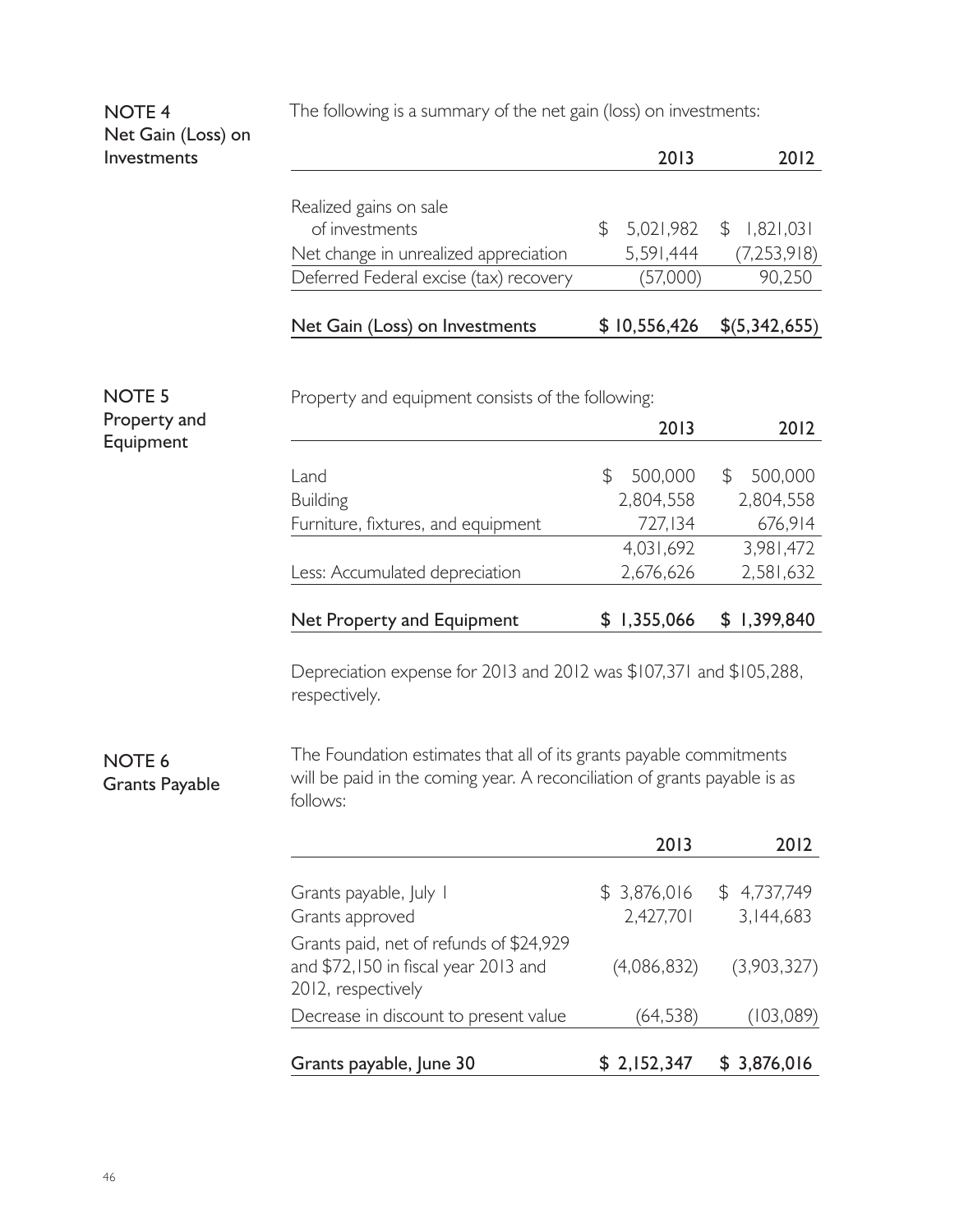## NOTE 4
### Net Gain (Loss) on Investments

The following is a summary of the net gain (loss) on investments:

| | 2013 | 2012 |
|---|---|---|
| Realized gains on sale of investments | $ 5,021,982 | $ 1,821,031 |
| Net change in unrealized appreciation | 5,591,444 | (7,253,918) |
| Deferred Federal excise (tax) recovery | (57,000) | 90,250 |
| **Net Gain (Loss) on Investments** | **$ 10,556,426** | **$(5,342,655)** |

## NOTE 5
### Property and Equipment

Property and equipment consists of the following:

| | 2013 | 2012 |
|---|---|---|
| Land | $ 500,000 | $ 500,000 |
| Building | 2,804,558 | 2,804,558 |
| Furniture, fixtures, and equipment | 727,134 | 676,914 |
| | 4,031,692 | 3,981,472 |
| Less: Accumulated depreciation | 2,676,626 | 2,581,632 |
| **Net Property and Equipment** | **$ 1,355,066** | **$ 1,399,840** |

Depreciation expense for 2013 and 2012 was $107,371 and $105,288, respectively.

## NOTE 6
### Grants Payable

The Foundation estimates that all of its grants payable commitments will be paid in the coming year. A reconciliation of grants payable is as follows:

| | 2013 | 2012 |
|---|---|---|
| Grants payable, July 1 | $ 3,876,016 | $ 4,737,749 |
| Grants approved | 2,427,701 | 3,144,683 |
| Grants paid, net of refunds of $24,929 and $72,150 in fiscal year 2013 and 2012, respectively | (4,086,832) | (3,903,327) |
| Decrease in discount to present value | (64,538) | (103,089) |
| **Grants payable, June 30** | **$ 2,152,347** | **$ 3,876,016** |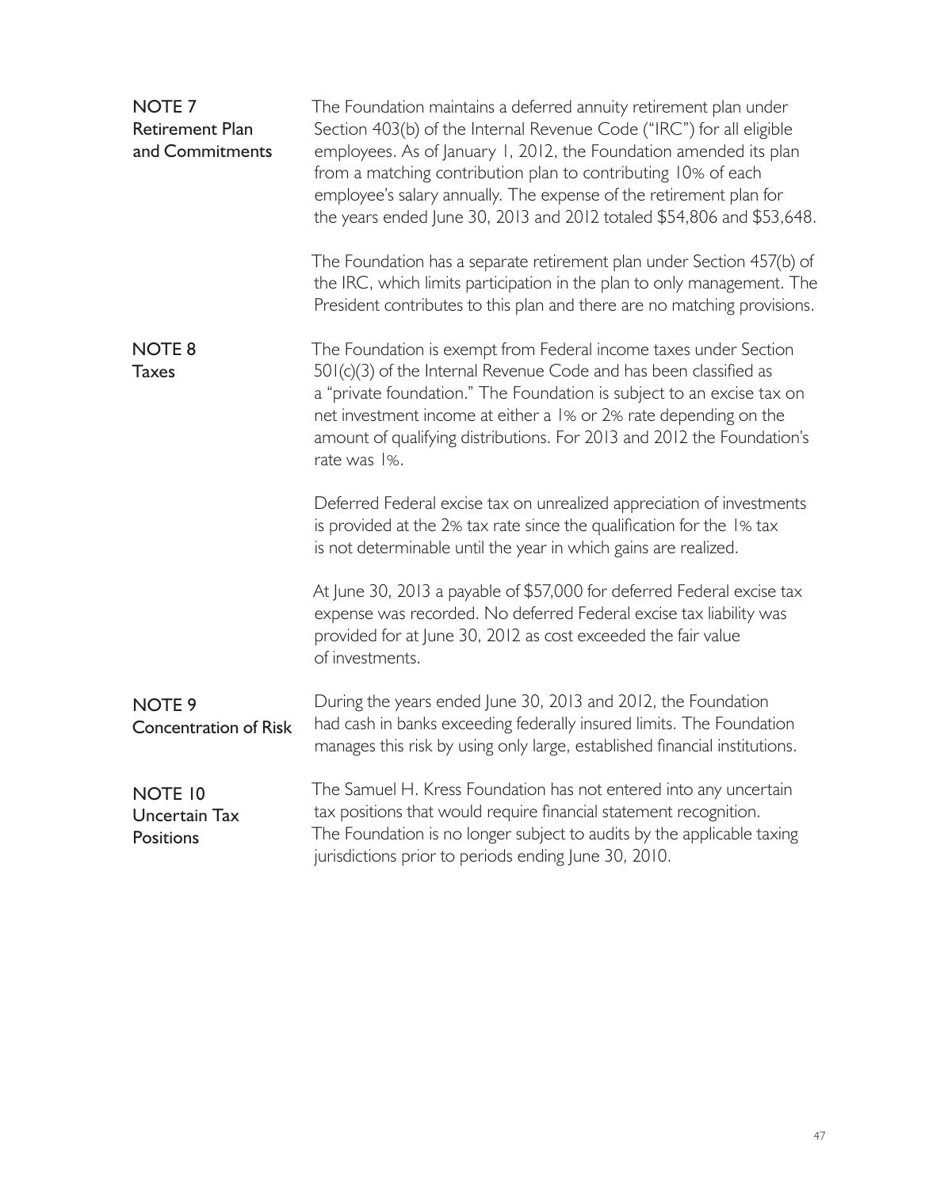## NOTE 7 Retirement Plan and Commitments

The Foundation maintains a deferred annuity retirement plan under Section 403(b) of the Internal Revenue Code ("IRC") for all eligible employees. As of January 1, 2012, the Foundation amended its plan from a matching contribution plan to contributing 10% of each employee's salary annually. The expense of the retirement plan for the years ended June 30, 2013 and 2012 totaled \$54,806 and \$53,648.

The Foundation has a separate retirement plan under Section 457(b) of the IRC, which limits participation in the plan to only management. The President contributes to this plan and there are no matching provisions.

## NOTE 8 Taxes

The Foundation is exempt from Federal income taxes under Section 501(c)(3) of the Internal Revenue Code and has been classified as a "private foundation." The Foundation is subject to an excise tax on net investment income at either a 1% or 2% rate depending on the amount of qualifying distributions. For 2013 and 2012 the Foundation's rate was 1%.

Deferred Federal excise tax on unrealized appreciation of investments is provided at the 2% tax rate since the qualification for the 1% tax is not determinable until the year in which gains are realized.

At June 30, 2013 a payable of \$57,000 for deferred Federal excise tax expense was recorded. No deferred Federal excise tax liability was provided for at June 30, 2012 as cost exceeded the fair value of investments.

## NOTE 9 Concentration of Risk

During the years ended June 30, 2013 and 2012, the Foundation had cash in banks exceeding federally insured limits. The Foundation manages this risk by using only large, established financial institutions.

## NOTE 10 Uncertain Tax Positions

The Samuel H. Kress Foundation has not entered into any uncertain tax positions that would require financial statement recognition. The Foundation is no longer subject to audits by the applicable taxing jurisdictions prior to periods ending June 30, 2010.